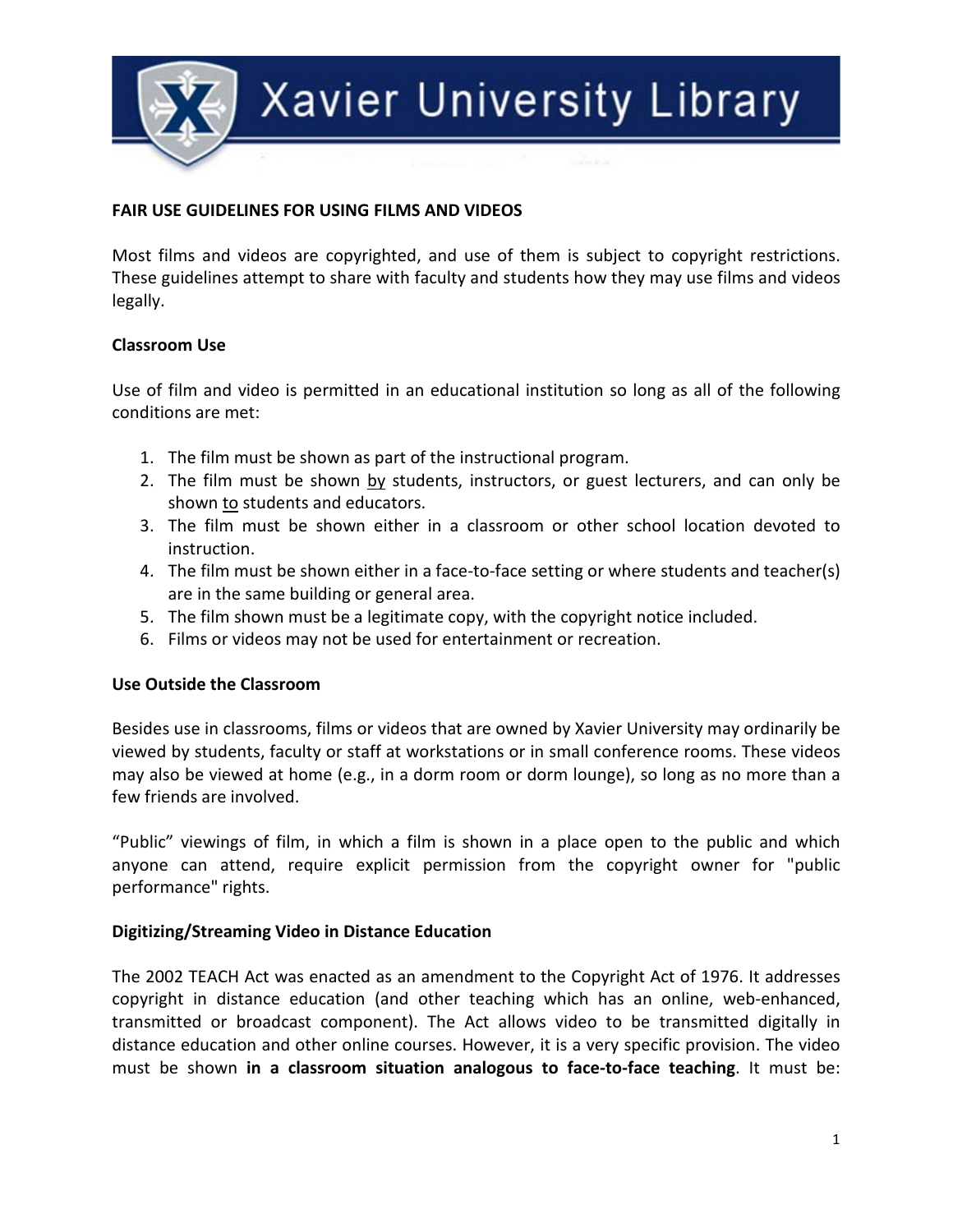# Xavier University Library

## FAIR USE GUIDELINES FOR USING FILMS AND VIDEOS

Most films and videos are copyrighted, and use of them is subject to copyright restrictions. These guidelines attempt to share with faculty and students how they may use films and videos legally.

### Classroom Use

Use of film and video is permitted in an educational institution so long as all of the following conditions are met:

1. The film must be shown as part of the instructional program.
2. The film must be shown <u>by</u> students, instructors, or guest lecturers, and can only be shown <u>to</u> students and educators.
3. The film must be shown either in a classroom or other school location devoted to instruction.
4. The film must be shown either in a face-to-face setting or where students and teacher(s) are in the same building or general area.
5. The film shown must be a legitimate copy, with the copyright notice included.
6. Films or videos may not be used for entertainment or recreation.

### Use Outside the Classroom

Besides use in classrooms, films or videos that are owned by Xavier University may ordinarily be viewed by students, faculty or staff at workstations or in small conference rooms. These videos may also be viewed at home (e.g., in a dorm room or dorm lounge), so long as no more than a few friends are involved.

"Public" viewings of film, in which a film is shown in a place open to the public and which anyone can attend, require explicit permission from the copyright owner for "public performance" rights.

### Digitizing/Streaming Video in Distance Education

The 2002 TEACH Act was enacted as an amendment to the Copyright Act of 1976. It addresses copyright in distance education (and other teaching which has an online, web-enhanced, transmitted or broadcast component). The Act allows video to be transmitted digitally in distance education and other online courses. However, it is a very specific provision. The video must be shown **in a classroom situation analogous to face-to-face teaching**. It must be: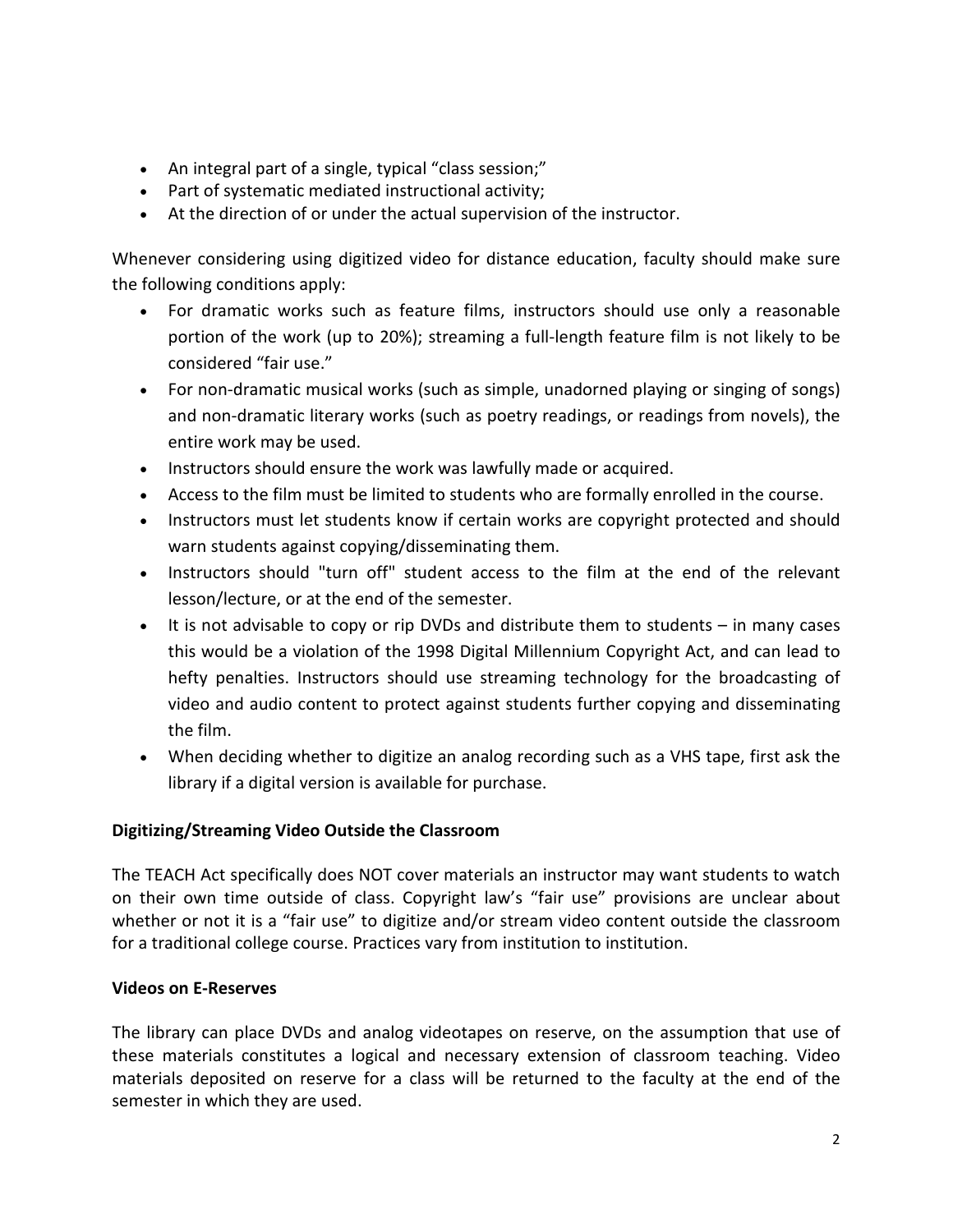- An integral part of a single, typical "class session;"
- Part of systematic mediated instructional activity;
- At the direction of or under the actual supervision of the instructor.

Whenever considering using digitized video for distance education, faculty should make sure the following conditions apply:

- For dramatic works such as feature films, instructors should use only a reasonable portion of the work (up to 20%); streaming a full-length feature film is not likely to be considered "fair use."
- For non-dramatic musical works (such as simple, unadorned playing or singing of songs) and non-dramatic literary works (such as poetry readings, or readings from novels), the entire work may be used.
- Instructors should ensure the work was lawfully made or acquired.
- Access to the film must be limited to students who are formally enrolled in the course.
- Instructors must let students know if certain works are copyright protected and should warn students against copying/disseminating them.
- Instructors should "turn off" student access to the film at the end of the relevant lesson/lecture, or at the end of the semester.
- It is not advisable to copy or rip DVDs and distribute them to students – in many cases this would be a violation of the 1998 Digital Millennium Copyright Act, and can lead to hefty penalties. Instructors should use streaming technology for the broadcasting of video and audio content to protect against students further copying and disseminating the film.
- When deciding whether to digitize an analog recording such as a VHS tape, first ask the library if a digital version is available for purchase.

**Digitizing/Streaming Video Outside the Classroom**

The TEACH Act specifically does NOT cover materials an instructor may want students to watch on their own time outside of class. Copyright law's "fair use" provisions are unclear about whether or not it is a "fair use" to digitize and/or stream video content outside the classroom for a traditional college course. Practices vary from institution to institution.

**Videos on E-Reserves**

The library can place DVDs and analog videotapes on reserve, on the assumption that use of these materials constitutes a logical and necessary extension of classroom teaching. Video materials deposited on reserve for a class will be returned to the faculty at the end of the semester in which they are used.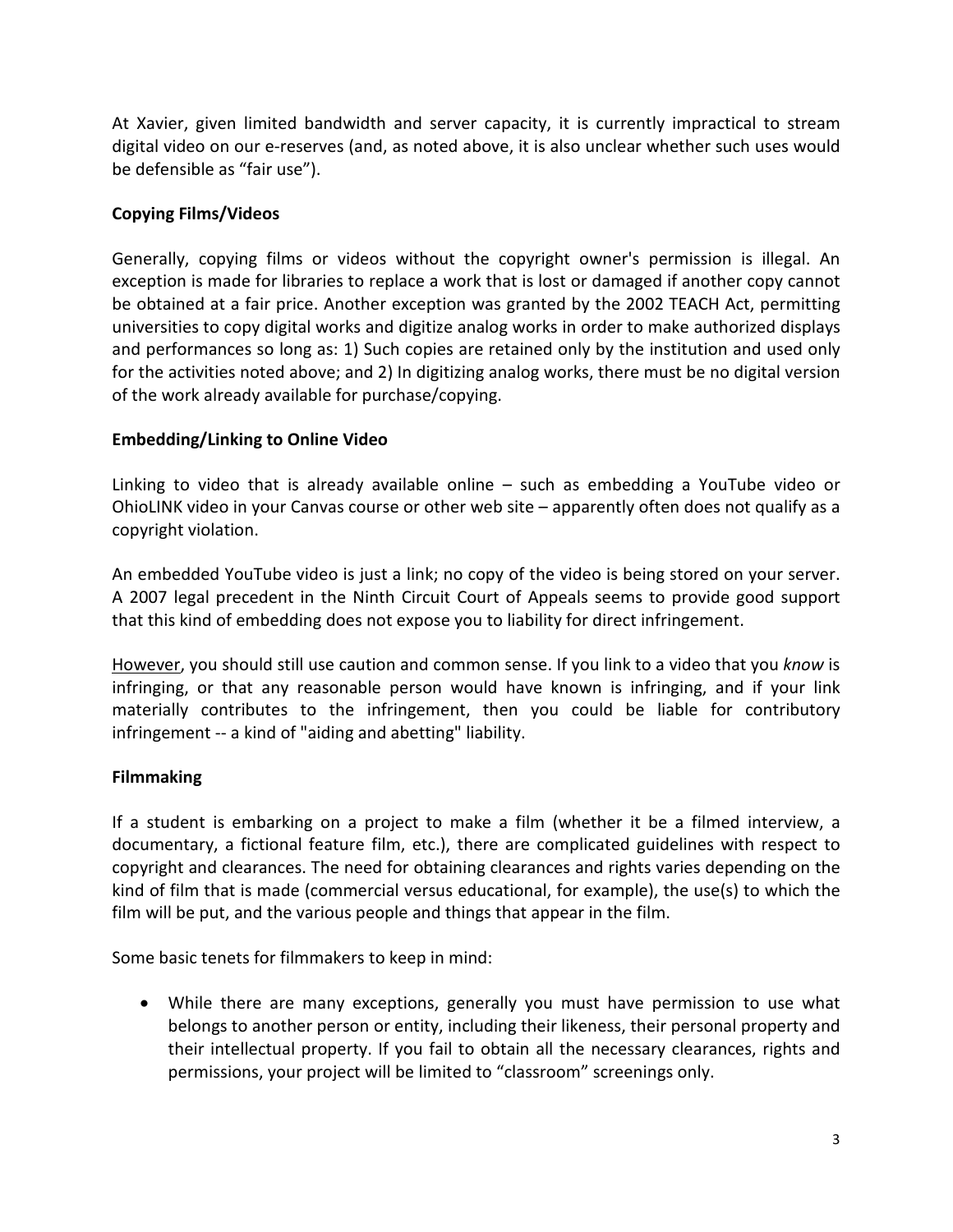At Xavier, given limited bandwidth and server capacity, it is currently impractical to stream digital video on our e-reserves (and, as noted above, it is also unclear whether such uses would be defensible as "fair use").

**Copying Films/Videos**

Generally, copying films or videos without the copyright owner's permission is illegal. An exception is made for libraries to replace a work that is lost or damaged if another copy cannot be obtained at a fair price. Another exception was granted by the 2002 TEACH Act, permitting universities to copy digital works and digitize analog works in order to make authorized displays and performances so long as: 1) Such copies are retained only by the institution and used only for the activities noted above; and 2) In digitizing analog works, there must be no digital version of the work already available for purchase/copying.

**Embedding/Linking to Online Video**

Linking to video that is already available online – such as embedding a YouTube video or OhioLINK video in your Canvas course or other web site – apparently often does not qualify as a copyright violation.

An embedded YouTube video is just a link; no copy of the video is being stored on your server. A 2007 legal precedent in the Ninth Circuit Court of Appeals seems to provide good support that this kind of embedding does not expose you to liability for direct infringement.

<u>However</u>, you should still use caution and common sense. If you link to a video that you *know* is infringing, or that any reasonable person would have known is infringing, and if your link materially contributes to the infringement, then you could be liable for contributory infringement -- a kind of "aiding and abetting" liability.

**Filmmaking**

If a student is embarking on a project to make a film (whether it be a filmed interview, a documentary, a fictional feature film, etc.), there are complicated guidelines with respect to copyright and clearances. The need for obtaining clearances and rights varies depending on the kind of film that is made (commercial versus educational, for example), the use(s) to which the film will be put, and the various people and things that appear in the film.

Some basic tenets for filmmakers to keep in mind:

- While there are many exceptions, generally you must have permission to use what belongs to another person or entity, including their likeness, their personal property and their intellectual property. If you fail to obtain all the necessary clearances, rights and permissions, your project will be limited to "classroom" screenings only.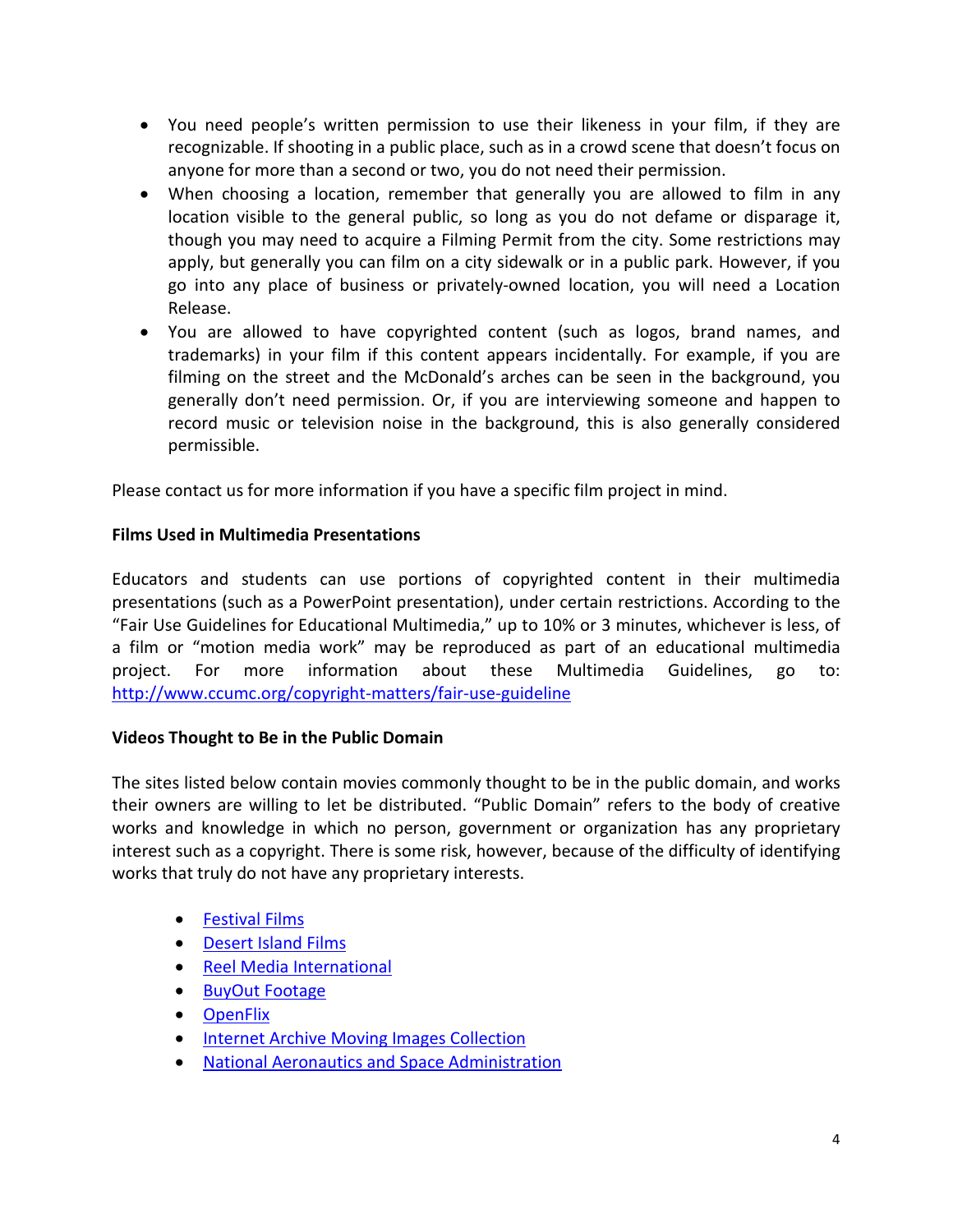- You need people's written permission to use their likeness in your film, if they are recognizable. If shooting in a public place, such as in a crowd scene that doesn't focus on anyone for more than a second or two, you do not need their permission.
- When choosing a location, remember that generally you are allowed to film in any location visible to the general public, so long as you do not defame or disparage it, though you may need to acquire a Filming Permit from the city. Some restrictions may apply, but generally you can film on a city sidewalk or in a public park. However, if you go into any place of business or privately-owned location, you will need a Location Release.
- You are allowed to have copyrighted content (such as logos, brand names, and trademarks) in your film if this content appears incidentally. For example, if you are filming on the street and the McDonald's arches can be seen in the background, you generally don't need permission. Or, if you are interviewing someone and happen to record music or television noise in the background, this is also generally considered permissible.

Please contact us for more information if you have a specific film project in mind.

**Films Used in Multimedia Presentations**

Educators and students can use portions of copyrighted content in their multimedia presentations (such as a PowerPoint presentation), under certain restrictions. According to the "Fair Use Guidelines for Educational Multimedia," up to 10% or 3 minutes, whichever is less, of a film or "motion media work" may be reproduced as part of an educational multimedia project. For more information about these Multimedia Guidelines, go to: [http://www.ccumc.org/copyright-matters/fair-use-guideline](http://www.ccumc.org/copyright-matters/fair-use-guideline)

**Videos Thought to Be in the Public Domain**

The sites listed below contain movies commonly thought to be in the public domain, and works their owners are willing to let be distributed. "Public Domain" refers to the body of creative works and knowledge in which no person, government or organization has any proprietary interest such as a copyright. There is some risk, however, because of the difficulty of identifying works that truly do not have any proprietary interests.

- Festival Films
- Desert Island Films
- Reel Media International
- BuyOut Footage
- OpenFlix
- Internet Archive Moving Images Collection
- National Aeronautics and Space Administration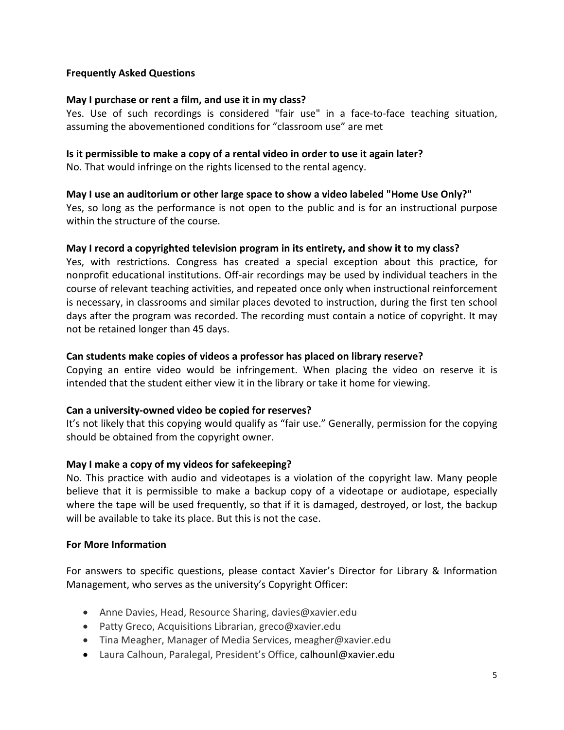**Frequently Asked Questions**

**May I purchase or rent a film, and use it in my class?**

Yes. Use of such recordings is considered "fair use" in a face-to-face teaching situation, assuming the abovementioned conditions for "classroom use" are met

**Is it permissible to make a copy of a rental video in order to use it again later?**

No. That would infringe on the rights licensed to the rental agency.

**May I use an auditorium or other large space to show a video labeled "Home Use Only?"**

Yes, so long as the performance is not open to the public and is for an instructional purpose within the structure of the course.

**May I record a copyrighted television program in its entirety, and show it to my class?**

Yes, with restrictions. Congress has created a special exception about this practice, for nonprofit educational institutions. Off-air recordings may be used by individual teachers in the course of relevant teaching activities, and repeated once only when instructional reinforcement is necessary, in classrooms and similar places devoted to instruction, during the first ten school days after the program was recorded. The recording must contain a notice of copyright. It may not be retained longer than 45 days.

**Can students make copies of videos a professor has placed on library reserve?**

Copying an entire video would be infringement. When placing the video on reserve it is intended that the student either view it in the library or take it home for viewing.

**Can a university-owned video be copied for reserves?**

It's not likely that this copying would qualify as "fair use." Generally, permission for the copying should be obtained from the copyright owner.

**May I make a copy of my videos for safekeeping?**

No. This practice with audio and videotapes is a violation of the copyright law. Many people believe that it is permissible to make a backup copy of a videotape or audiotape, especially where the tape will be used frequently, so that if it is damaged, destroyed, or lost, the backup will be available to take its place. But this is not the case.

**For More Information**

For answers to specific questions, please contact Xavier's Director for Library & Information Management, who serves as the university's Copyright Officer:

- Anne Davies, Head, Resource Sharing, davies@xavier.edu
- Patty Greco, Acquisitions Librarian, greco@xavier.edu
- Tina Meagher, Manager of Media Services, meagher@xavier.edu
- Laura Calhoun, Paralegal, President's Office, calhounl@xavier.edu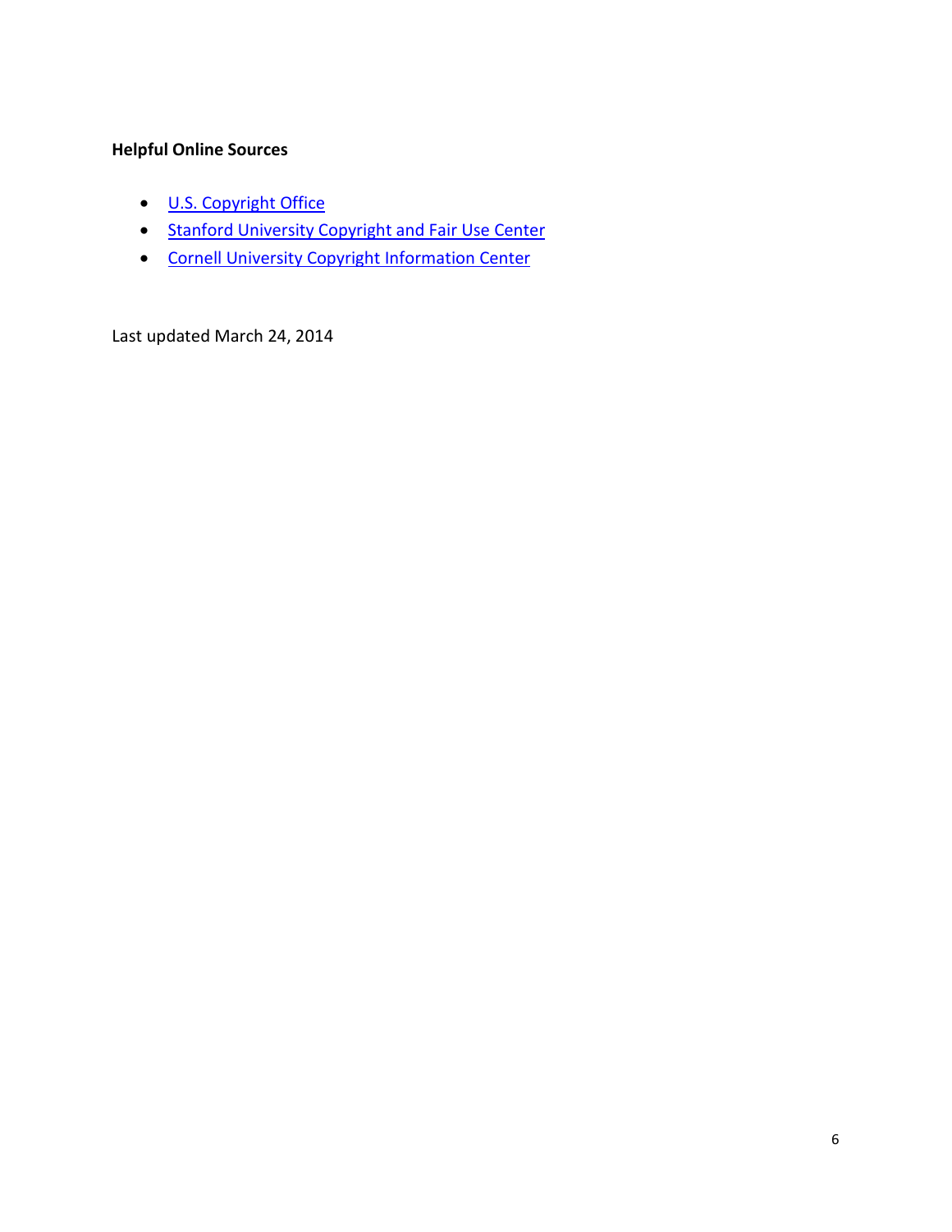**Helpful Online Sources**

- U.S. Copyright Office
- Stanford University Copyright and Fair Use Center
- Cornell University Copyright Information Center

Last updated March 24, 2014